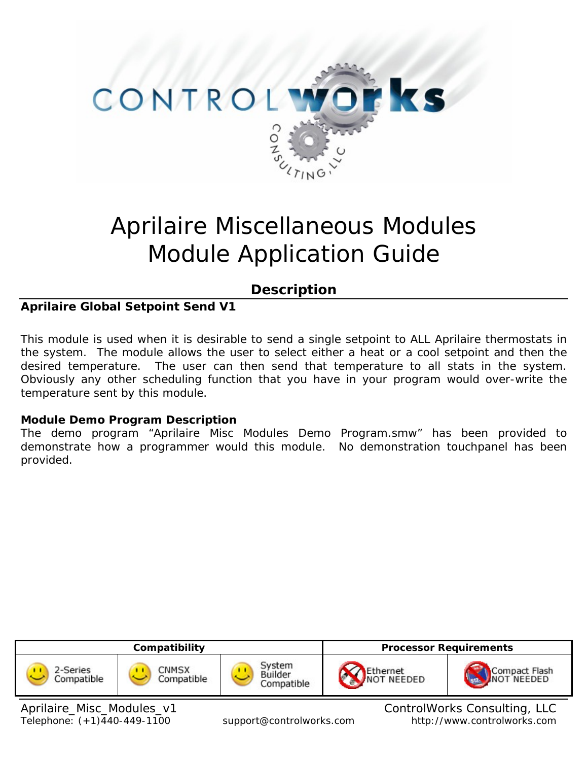# Aprilaire Miscellaneous Modules
# Module Application Guide

## Description

**Aprilaire Global Setpoint Send V1**

This module is used when it is desirable to send a single setpoint to ALL Aprilaire thermostats in the system. The module allows the user to select either a heat or a cool setpoint and then the desired temperature. The user can then send that temperature to all stats in the system. Obviously any other scheduling function that you have in your program would over-write the temperature sent by this module.

**Module Demo Program Description**

The demo program “Aprilaire Misc Modules Demo Program.smw” has been provided to demonstrate how a programmer would this module. No demonstration touchpanel has been provided.

| Compatibility | | | Processor Requirements | |
|---|---|---|---|---|
| 2-Series Compatible | CNMSX Compatible | System Builder Compatible | Ethernet NOT NEEDED | Compact Flash NOT NEEDED |

Aprilaire_Misc_Modules_v1 — ControlWorks Consulting, LLC
Telephone: (+1)440-449-1100 — support@controlworks.com — http://www.controlworks.com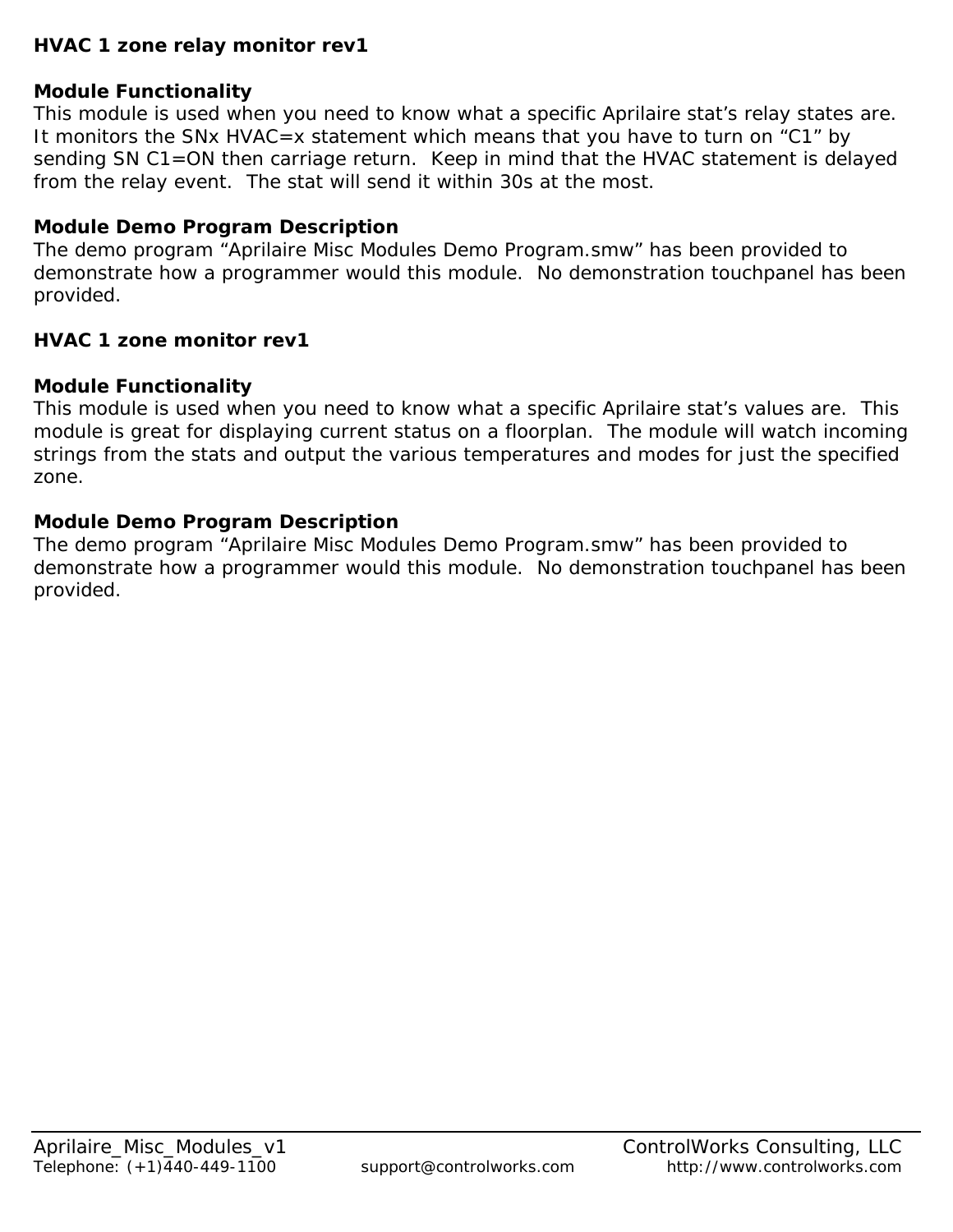## HVAC 1 zone relay monitor rev1

### Module Functionality

This module is used when you need to know what a specific Aprilaire stat's relay states are. It monitors the SNx HVAC=x statement which means that you have to turn on "C1" by sending SN C1=ON then carriage return. Keep in mind that the HVAC statement is delayed from the relay event. The stat will send it within 30s at the most.

### Module Demo Program Description

The demo program "Aprilaire Misc Modules Demo Program.smw" has been provided to demonstrate how a programmer would this module. No demonstration touchpanel has been provided.

## HVAC 1 zone monitor rev1

### Module Functionality

This module is used when you need to know what a specific Aprilaire stat's values are. This module is great for displaying current status on a floorplan. The module will watch incoming strings from the stats and output the various temperatures and modes for just the specified zone.

### Module Demo Program Description

The demo program "Aprilaire Misc Modules Demo Program.smw" has been provided to demonstrate how a programmer would this module. No demonstration touchpanel has been provided.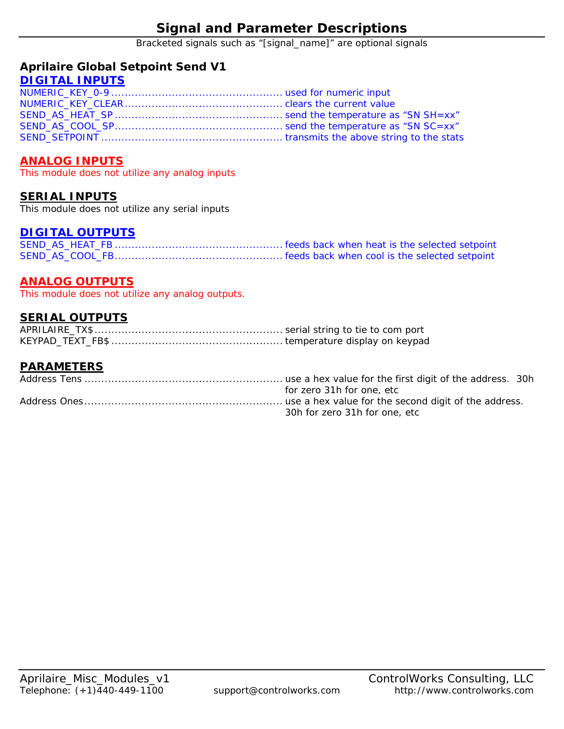# Signal and Parameter Descriptions

Bracketed signals such as “[signal_name]” are optional signals

## Aprilaire Global Setpoint Send V1

### DIGITAL INPUTS

NUMERIC_KEY_0-9 .................................................. used for numeric input
NUMERIC_KEY_CLEAR .............................................. clears the current value
SEND_AS_HEAT_SP ................................................. send the temperature as “SN SH=xx”
SEND_AS_COOL_SP................................................. send the temperature as “SN SC=xx”
SEND_SETPOINT ..................................................... transmits the above string to the stats

### ANALOG INPUTS

This module does not utilize any analog inputs

### SERIAL INPUTS

This module does not utilize any serial inputs

### DIGITAL OUTPUTS

SEND_AS_HEAT_FB ................................................. feeds back when heat is the selected setpoint
SEND_AS_COOL_FB................................................. feeds back when cool is the selected setpoint

### ANALOG OUTPUTS

This module does not utilize any analog outputs.

### SERIAL OUTPUTS

APRILAIRE_TX$....................................................... serial string to tie to com port
KEYPAD_TEXT_FB$ .................................................. temperature display on keypad

### PARAMETERS

Address Tens .......................................................... use a hex value for the first digit of the address. 30h for zero 31h for one, etc
Address Ones.......................................................... use a hex value for the second digit of the address. 30h for zero 31h for one, etc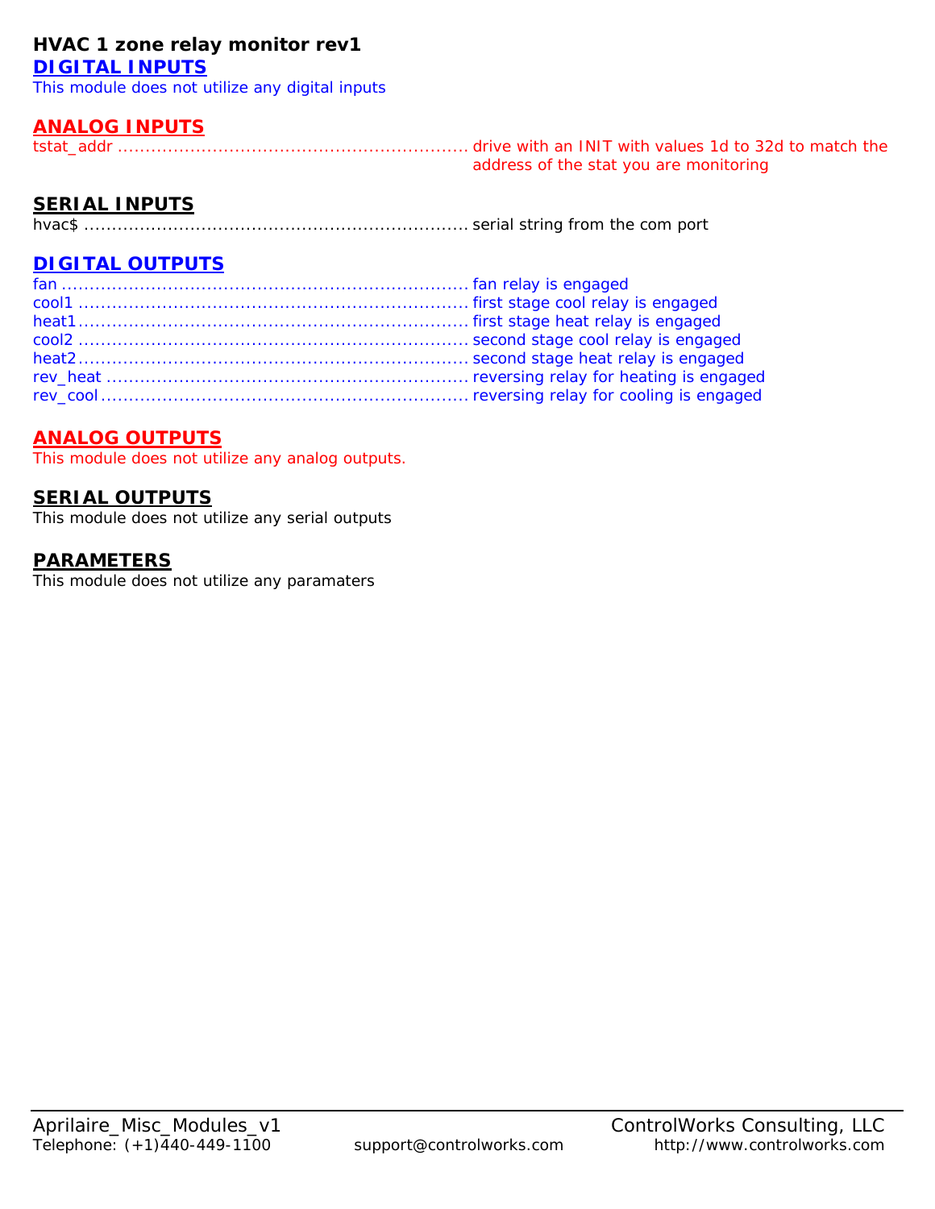## HVAC 1 zone relay monitor rev1

### DIGITAL INPUTS

This module does not utilize any digital inputs

### ANALOG INPUTS

tstat_addr ............................................................. drive with an INIT with values 1d to 32d to match the address of the stat you are monitoring

### SERIAL INPUTS

hvac$ ..................................................................... serial string from the com port

### DIGITAL OUTPUTS

fan ......................................................................... fan relay is engaged
cool1 ...................................................................... first stage cool relay is engaged
heat1...................................................................... first stage heat relay is engaged
cool2 ...................................................................... second stage cool relay is engaged
heat2...................................................................... second stage heat relay is engaged
rev_heat ................................................................. reversing relay for heating is engaged
rev_cool.................................................................. reversing relay for cooling is engaged

### ANALOG OUTPUTS

This module does not utilize any analog outputs.

### SERIAL OUTPUTS

This module does not utilize any serial outputs

### PARAMETERS

This module does not utilize any paramaters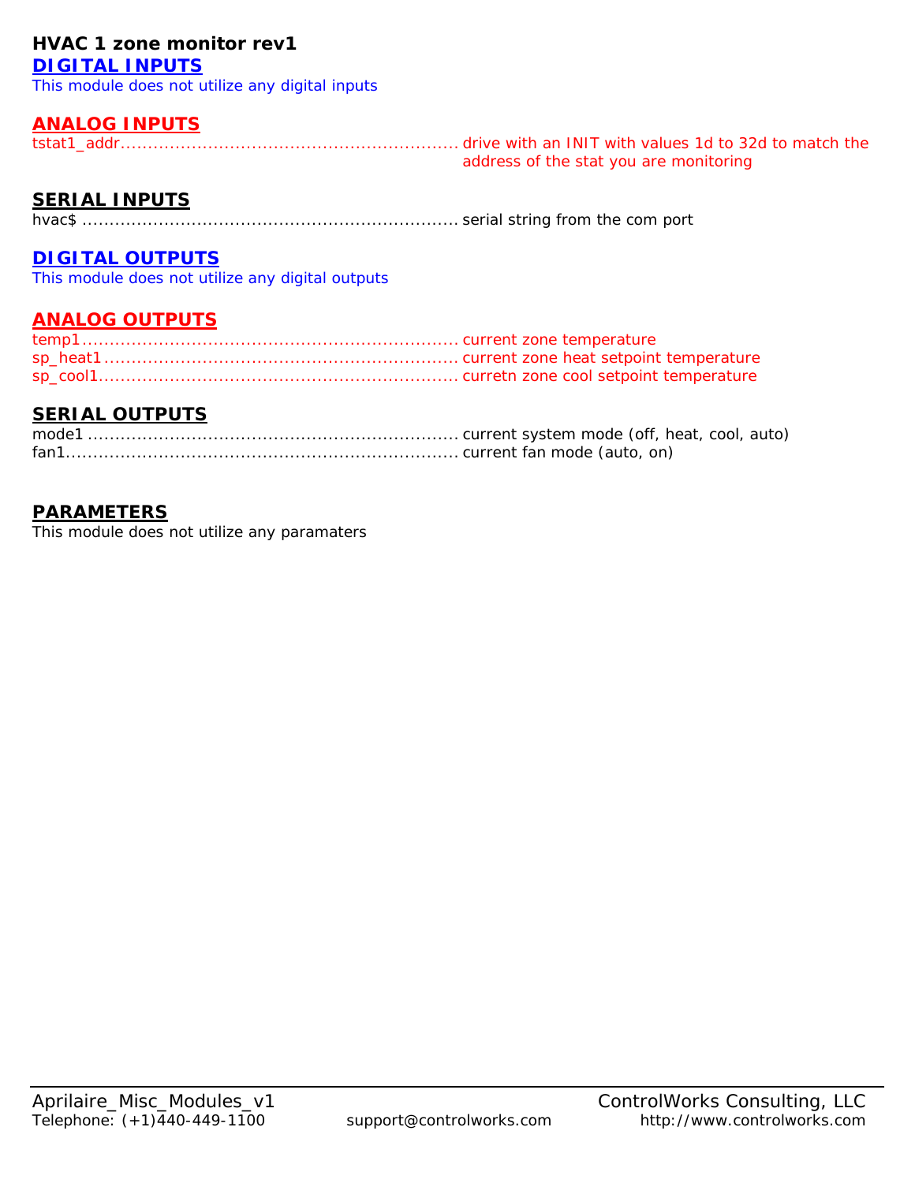**HVAC 1 zone monitor rev1**

## DIGITAL INPUTS

This module does not utilize any digital inputs

## ANALOG INPUTS

tstat1_addr............................................................ drive with an INIT with values 1d to 32d to match the address of the stat you are monitoring

## SERIAL INPUTS

hvac$ ................................................................... serial string from the com port

## DIGITAL OUTPUTS

This module does not utilize any digital outputs

## ANALOG OUTPUTS

temp1.................................................................... current zone temperature
sp_heat1................................................................ current zone heat setpoint temperature
sp_cool1................................................................. curretn zone cool setpoint temperature

## SERIAL OUTPUTS

mode1 .................................................................. current system mode (off, heat, cool, auto)
fan1...................................................................... current fan mode (auto, on)

## PARAMETERS

This module does not utilize any paramaters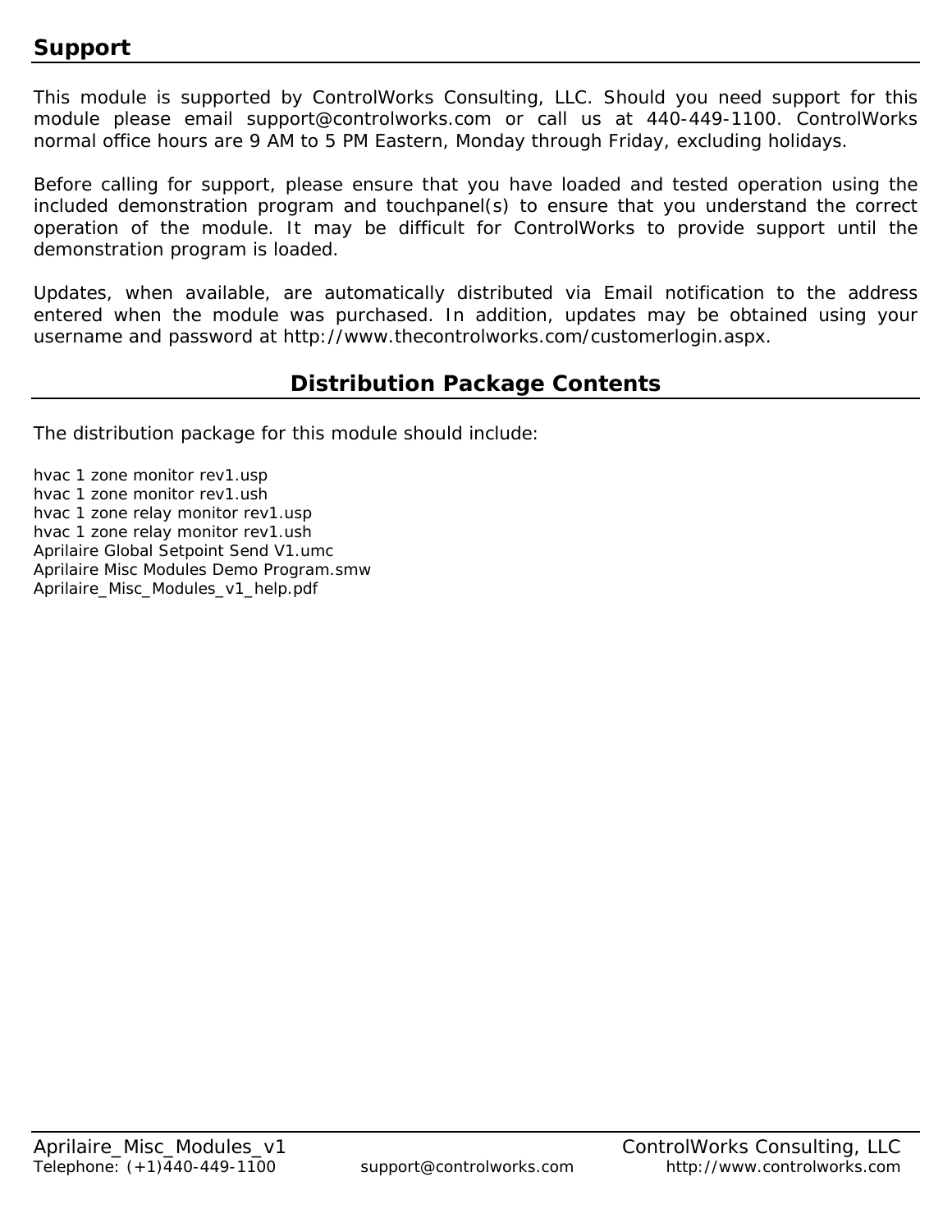## Support

This module is supported by ControlWorks Consulting, LLC. Should you need support for this module please email support@controlworks.com or call us at 440-449-1100. ControlWorks normal office hours are 9 AM to 5 PM Eastern, Monday through Friday, excluding holidays.

Before calling for support, please ensure that you have loaded and tested operation using the included demonstration program and touchpanel(s) to ensure that you understand the correct operation of the module. It may be difficult for ControlWorks to provide support until the demonstration program is loaded.

Updates, when available, are automatically distributed via Email notification to the address entered when the module was purchased. In addition, updates may be obtained using your username and password at http://www.thecontrolworks.com/customerlogin.aspx.

## Distribution Package Contents

The distribution package for this module should include:

hvac 1 zone monitor rev1.usp
hvac 1 zone monitor rev1.ush
hvac 1 zone relay monitor rev1.usp
hvac 1 zone relay monitor rev1.ush
Aprilaire Global Setpoint Send V1.umc
Aprilaire Misc Modules Demo Program.smw
Aprilaire_Misc_Modules_v1_help.pdf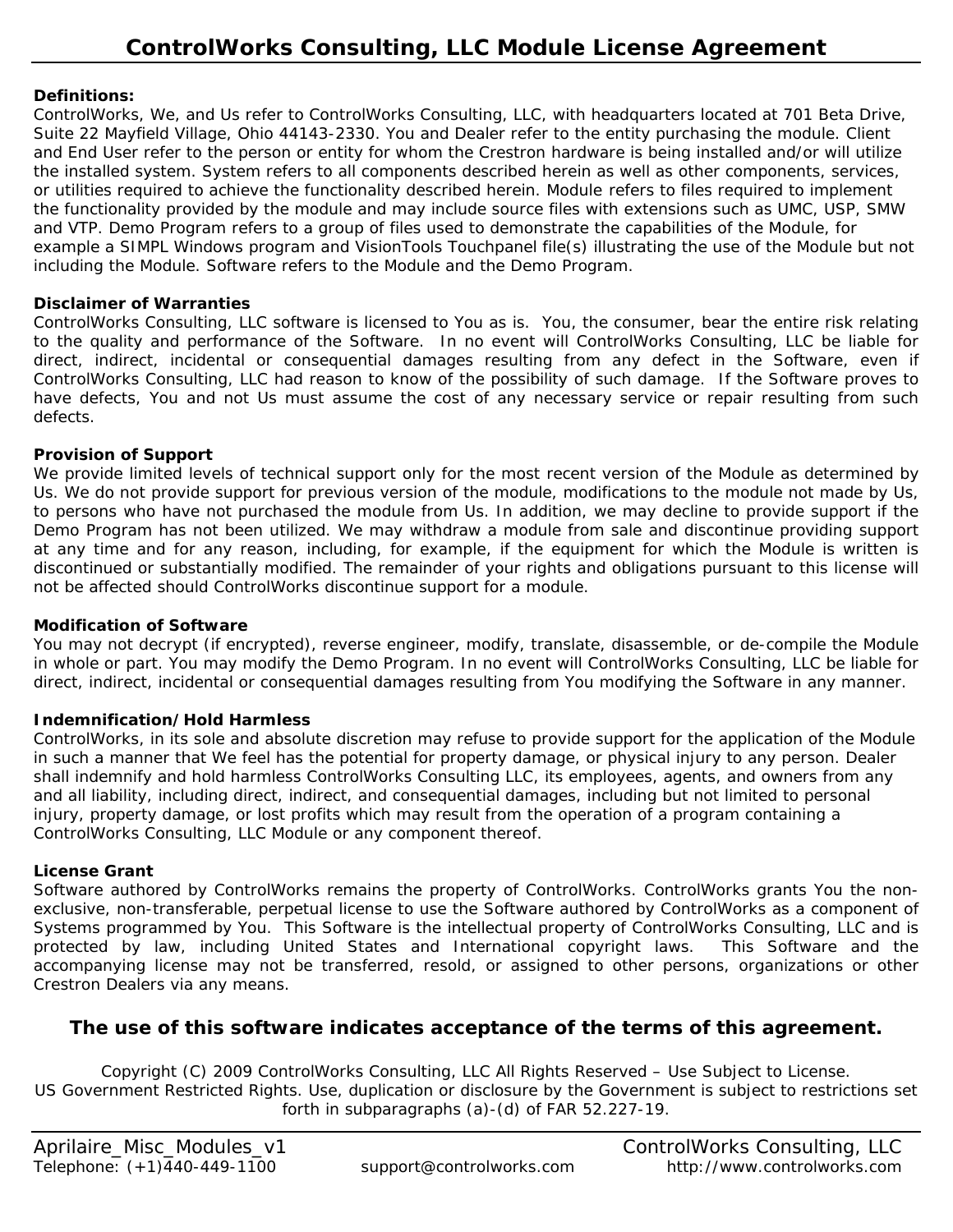# ControlWorks Consulting, LLC Module License Agreement

**Definitions:**
ControlWorks, We, and Us refer to ControlWorks Consulting, LLC, with headquarters located at 701 Beta Drive, Suite 22 Mayfield Village, Ohio 44143-2330. You and Dealer refer to the entity purchasing the module. Client and End User refer to the person or entity for whom the Crestron hardware is being installed and/or will utilize the installed system. System refers to all components described herein as well as other components, services, or utilities required to achieve the functionality described herein. Module refers to files required to implement the functionality provided by the module and may include source files with extensions such as UMC, USP, SMW and VTP. Demo Program refers to a group of files used to demonstrate the capabilities of the Module, for example a SIMPL Windows program and VisionTools Touchpanel file(s) illustrating the use of the Module but not including the Module. Software refers to the Module and the Demo Program.

**Disclaimer of Warranties**
ControlWorks Consulting, LLC software is licensed to You as is. You, the consumer, bear the entire risk relating to the quality and performance of the Software. In no event will ControlWorks Consulting, LLC be liable for direct, indirect, incidental or consequential damages resulting from any defect in the Software, even if ControlWorks Consulting, LLC had reason to know of the possibility of such damage. If the Software proves to have defects, You and not Us must assume the cost of any necessary service or repair resulting from such defects.

**Provision of Support**
We provide limited levels of technical support only for the most recent version of the Module as determined by Us. We do not provide support for previous version of the module, modifications to the module not made by Us, to persons who have not purchased the module from Us. In addition, we may decline to provide support if the Demo Program has not been utilized. We may withdraw a module from sale and discontinue providing support at any time and for any reason, including, for example, if the equipment for which the Module is written is discontinued or substantially modified. The remainder of your rights and obligations pursuant to this license will not be affected should ControlWorks discontinue support for a module.

**Modification of Software**
You may not decrypt (if encrypted), reverse engineer, modify, translate, disassemble, or de-compile the Module in whole or part. You may modify the Demo Program. In no event will ControlWorks Consulting, LLC be liable for direct, indirect, incidental or consequential damages resulting from You modifying the Software in any manner.

**Indemnification/Hold Harmless**
ControlWorks, in its sole and absolute discretion may refuse to provide support for the application of the Module in such a manner that We feel has the potential for property damage, or physical injury to any person. Dealer shall indemnify and hold harmless ControlWorks Consulting LLC, its employees, agents, and owners from any and all liability, including direct, indirect, and consequential damages, including but not limited to personal injury, property damage, or lost profits which may result from the operation of a program containing a ControlWorks Consulting, LLC Module or any component thereof.

**License Grant**
Software authored by ControlWorks remains the property of ControlWorks. ControlWorks grants You the non-exclusive, non-transferable, perpetual license to use the Software authored by ControlWorks as a component of Systems programmed by You. This Software is the intellectual property of ControlWorks Consulting, LLC and is protected by law, including United States and International copyright laws. This Software and the accompanying license may not be transferred, resold, or assigned to other persons, organizations or other Crestron Dealers via any means.

**The use of this software indicates acceptance of the terms of this agreement.**

Copyright (C) 2009 ControlWorks Consulting, LLC All Rights Reserved – Use Subject to License.
US Government Restricted Rights. Use, duplication or disclosure by the Government is subject to restrictions set forth in subparagraphs (a)-(d) of FAR 52.227-19.